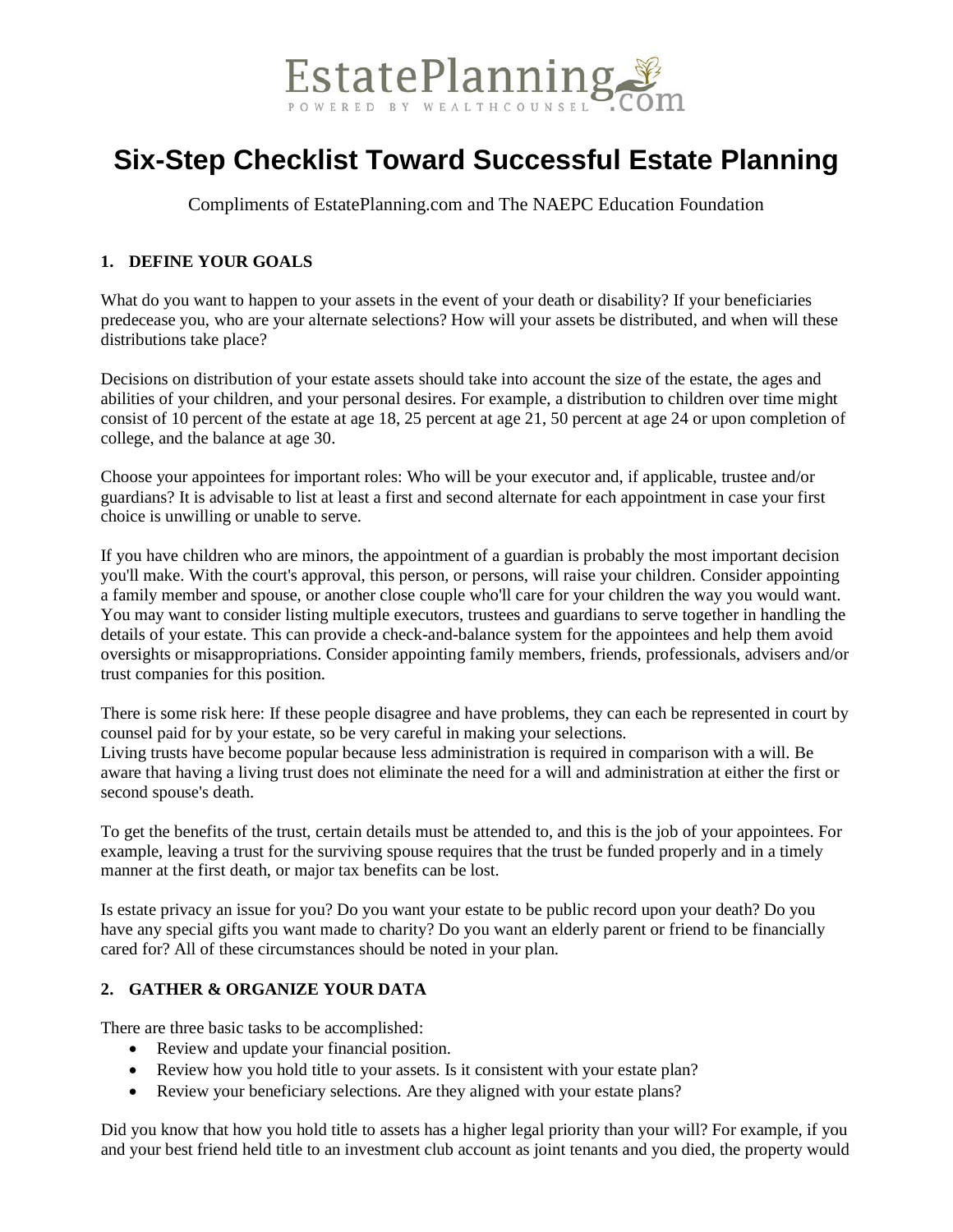EstatePlanning.com
POWERED BY WEALTHCOUNSEL

# Six-Step Checklist Toward Successful Estate Planning

Compliments of EstatePlanning.com and The NAEPC Education Foundation

## 1. DEFINE YOUR GOALS

What do you want to happen to your assets in the event of your death or disability? If your beneficiaries predecease you, who are your alternate selections? How will your assets be distributed, and when will these distributions take place?

Decisions on distribution of your estate assets should take into account the size of the estate, the ages and abilities of your children, and your personal desires. For example, a distribution to children over time might consist of 10 percent of the estate at age 18, 25 percent at age 21, 50 percent at age 24 or upon completion of college, and the balance at age 30.

Choose your appointees for important roles: Who will be your executor and, if applicable, trustee and/or guardians? It is advisable to list at least a first and second alternate for each appointment in case your first choice is unwilling or unable to serve.

If you have children who are minors, the appointment of a guardian is probably the most important decision you'll make. With the court's approval, this person, or persons, will raise your children. Consider appointing a family member and spouse, or another close couple who'll care for your children the way you would want. You may want to consider listing multiple executors, trustees and guardians to serve together in handling the details of your estate. This can provide a check-and-balance system for the appointees and help them avoid oversights or misappropriations. Consider appointing family members, friends, professionals, advisers and/or trust companies for this position.

There is some risk here: If these people disagree and have problems, they can each be represented in court by counsel paid for by your estate, so be very careful in making your selections.
Living trusts have become popular because less administration is required in comparison with a will. Be aware that having a living trust does not eliminate the need for a will and administration at either the first or second spouse's death.

To get the benefits of the trust, certain details must be attended to, and this is the job of your appointees. For example, leaving a trust for the surviving spouse requires that the trust be funded properly and in a timely manner at the first death, or major tax benefits can be lost.

Is estate privacy an issue for you? Do you want your estate to be public record upon your death? Do you have any special gifts you want made to charity? Do you want an elderly parent or friend to be financially cared for? All of these circumstances should be noted in your plan.

## 2. GATHER & ORGANIZE YOUR DATA

There are three basic tasks to be accomplished:

- Review and update your financial position.
- Review how you hold title to your assets. Is it consistent with your estate plan?
- Review your beneficiary selections. Are they aligned with your estate plans?

Did you know that how you hold title to assets has a higher legal priority than your will? For example, if you and your best friend held title to an investment club account as joint tenants and you died, the property would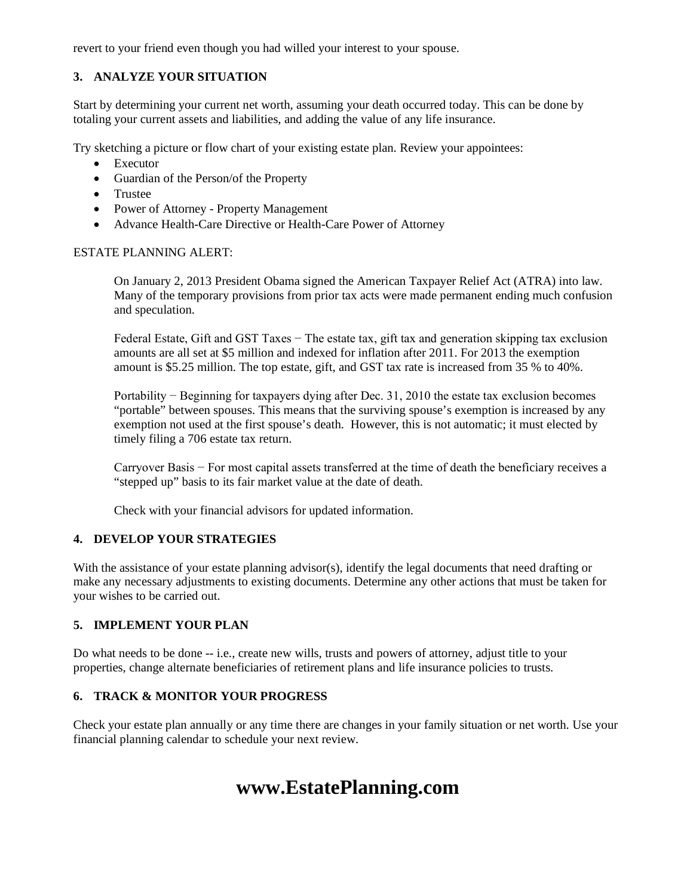revert to your friend even though you had willed your interest to your spouse.

## 3. ANALYZE YOUR SITUATION

Start by determining your current net worth, assuming your death occurred today. This can be done by totaling your current assets and liabilities, and adding the value of any life insurance.

Try sketching a picture or flow chart of your existing estate plan. Review your appointees:

- Executor
- Guardian of the Person/of the Property
- Trustee
- Power of Attorney - Property Management
- Advance Health-Care Directive or Health-Care Power of Attorney

ESTATE PLANNING ALERT:

> On January 2, 2013 President Obama signed the American Taxpayer Relief Act (ATRA) into law. Many of the temporary provisions from prior tax acts were made permanent ending much confusion and speculation.
>
> Federal Estate, Gift and GST Taxes − The estate tax, gift tax and generation skipping tax exclusion amounts are all set at $5 million and indexed for inflation after 2011. For 2013 the exemption amount is $5.25 million. The top estate, gift, and GST tax rate is increased from 35 % to 40%.
>
> Portability − Beginning for taxpayers dying after Dec. 31, 2010 the estate tax exclusion becomes "portable" between spouses. This means that the surviving spouse's exemption is increased by any exemption not used at the first spouse's death. However, this is not automatic; it must elected by timely filing a 706 estate tax return.
>
> Carryover Basis − For most capital assets transferred at the time of death the beneficiary receives a "stepped up" basis to its fair market value at the date of death.
>
> Check with your financial advisors for updated information.

## 4. DEVELOP YOUR STRATEGIES

With the assistance of your estate planning advisor(s), identify the legal documents that need drafting or make any necessary adjustments to existing documents. Determine any other actions that must be taken for your wishes to be carried out.

## 5. IMPLEMENT YOUR PLAN

Do what needs to be done -- i.e., create new wills, trusts and powers of attorney, adjust title to your properties, change alternate beneficiaries of retirement plans and life insurance policies to trusts.

## 6. TRACK & MONITOR YOUR PROGRESS

Check your estate plan annually or any time there are changes in your family situation or net worth. Use your financial planning calendar to schedule your next review.

# www.EstatePlanning.com